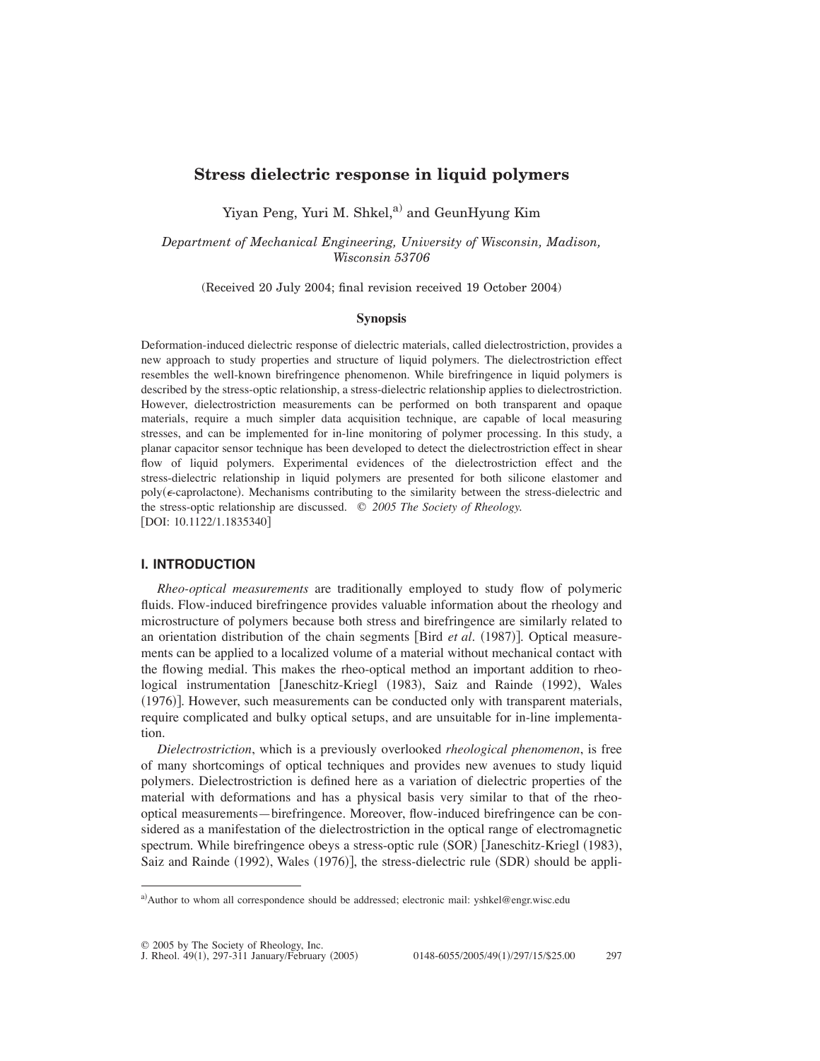# Stress dielectric response in liquid polymers

Yiyan Peng, Yuri M. Shkel,[a] and GeunHyung Kim

*Department of Mechanical Engineering, University of Wisconsin, Madison, Wisconsin 53706*

(Received 20 July 2004; final revision received 19 October 2004)

### Synopsis

Deformation-induced dielectric response of dielectric materials, called dielectrostriction, provides a new approach to study properties and structure of liquid polymers. The dielectrostriction effect resembles the well-known birefringence phenomenon. While birefringence in liquid polymers is described by the stress-optic relationship, a stress-dielectric relationship applies to dielectrostriction. However, dielectrostriction measurements can be performed on both transparent and opaque materials, require a much simpler data acquisition technique, are capable of local measuring stresses, and can be implemented for in-line monitoring of polymer processing. In this study, a planar capacitor sensor technique has been developed to detect the dielectrostriction effect in shear flow of liquid polymers. Experimental evidences of the dielectrostriction effect and the stress-dielectric relationship in liquid polymers are presented for both silicone elastomer and poly($\epsilon$-caprolactone). Mechanisms contributing to the similarity between the stress-dielectric and the stress-optic relationship are discussed. © *2005 The Society of Rheology.*
[DOI: 10.1122/1.1835340]

## I. INTRODUCTION

*Rheo-optical measurements* are traditionally employed to study flow of polymeric fluids. Flow-induced birefringence provides valuable information about the rheology and microstructure of polymers because both stress and birefringence are similarly related to an orientation distribution of the chain segments [Bird *et al.* (1987)]. Optical measurements can be applied to a localized volume of a material without mechanical contact with the flowing medial. This makes the rheo-optical method an important addition to rheological instrumentation [Janeschitz-Kriegl (1983), Saiz and Rainde (1992), Wales (1976)]. However, such measurements can be conducted only with transparent materials, require complicated and bulky optical setups, and are unsuitable for in-line implementation.

*Dielectrostriction*, which is a previously overlooked *rheological phenomenon*, is free of many shortcomings of optical techniques and provides new avenues to study liquid polymers. Dielectrostriction is defined here as a variation of dielectric properties of the material with deformations and has a physical basis very similar to that of the rheo-optical measurements—birefringence. Moreover, flow-induced birefringence can be considered as a manifestation of the dielectrostriction in the optical range of electromagnetic spectrum. While birefringence obeys a stress-optic rule (SOR) [Janeschitz-Kriegl (1983), Saiz and Rainde (1992), Wales (1976)], the stress-dielectric rule (SDR) should be appli-

[a]Author to whom all correspondence should be addressed; electronic mail: yshkel@engr.wisc.edu

© 2005 by The Society of Rheology, Inc.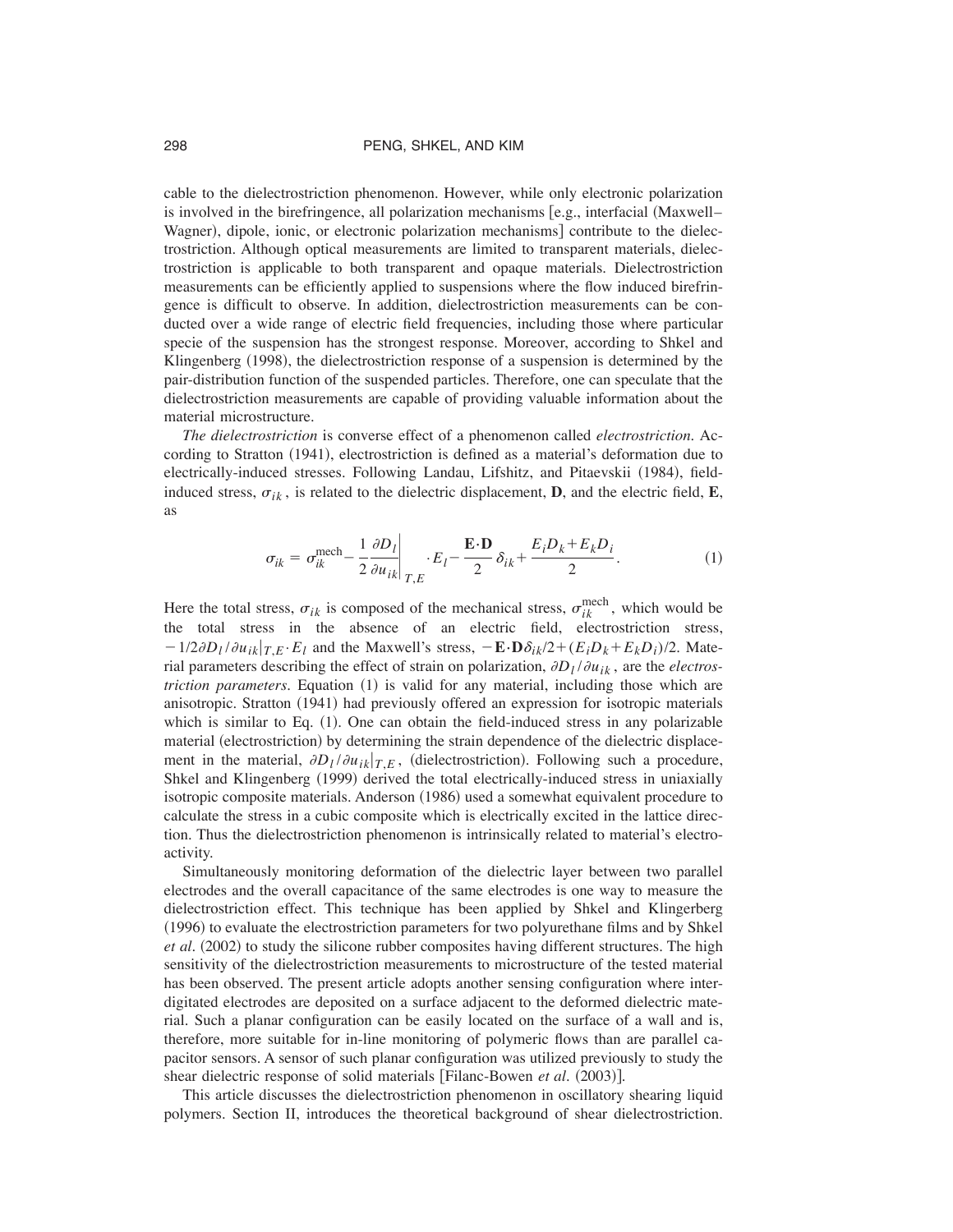cable to the dielectrostriction phenomenon. However, while only electronic polarization is involved in the birefringence, all polarization mechanisms [e.g., interfacial (Maxwell–Wagner), dipole, ionic, or electronic polarization mechanisms] contribute to the dielectrostriction. Although optical measurements are limited to transparent materials, dielectrostriction is applicable to both transparent and opaque materials. Dielectrostriction measurements can be efficiently applied to suspensions where the flow induced birefringence is difficult to observe. In addition, dielectrostriction measurements can be conducted over a wide range of electric field frequencies, including those where particular specie of the suspension has the strongest response. Moreover, according to Shkel and Klingenberg (1998), the dielectrostriction response of a suspension is determined by the pair-distribution function of the suspended particles. Therefore, one can speculate that the dielectrostriction measurements are capable of providing valuable information about the material microstructure.

*The dielectrostriction* is converse effect of a phenomenon called *electrostriction*. According to Stratton (1941), electrostriction is defined as a material's deformation due to electrically-induced stresses. Following Landau, Lifshitz, and Pitaevskii (1984), field-induced stress, $\sigma_{ik}$, is related to the dielectric displacement, $\mathbf{D}$, and the electric field, $\mathbf{E}$, as

$$\sigma_{ik} = \sigma_{ik}^{\mathrm{mech}} - \frac{1}{2}\frac{\partial D_l}{\partial u_{ik}}\bigg|_{T,E} \cdot E_l - \frac{\mathbf{E}\cdot\mathbf{D}}{2}\delta_{ik} + \frac{E_i D_k + E_k D_i}{2}. \tag{1}$$

Here the total stress, $\sigma_{ik}$ is composed of the mechanical stress, $\sigma_{ik}^{\mathrm{mech}}$, which would be the total stress in the absence of an electric field, electrostriction stress, $-1/2\partial D_l/\partial u_{ik}|_{T,E}\cdot E_l$ and the Maxwell's stress, $-\mathbf{E}\cdot\mathbf{D}\delta_{ik}/2+(E_iD_k+E_kD_i)/2$. Material parameters describing the effect of strain on polarization, $\partial D_l/\partial u_{ik}$, are the *electrostriction parameters*. Equation (1) is valid for any material, including those which are anisotropic. Stratton (1941) had previously offered an expression for isotropic materials which is similar to Eq. (1). One can obtain the field-induced stress in any polarizable material (electrostriction) by determining the strain dependence of the dielectric displacement in the material, $\partial D_l/\partial u_{ik}|_{T,E}$, (dielectrostriction). Following such a procedure, Shkel and Klingenberg (1999) derived the total electrically-induced stress in uniaxially isotropic composite materials. Anderson (1986) used a somewhat equivalent procedure to calculate the stress in a cubic composite which is electrically excited in the lattice direction. Thus the dielectrostriction phenomenon is intrinsically related to material's electroactivity.

Simultaneously monitoring deformation of the dielectric layer between two parallel electrodes and the overall capacitance of the same electrodes is one way to measure the dielectrostriction effect. This technique has been applied by Shkel and Klingerberg (1996) to evaluate the electrostriction parameters for two polyurethane films and by Shkel *et al.* (2002) to study the silicone rubber composites having different structures. The high sensitivity of the dielectrostriction measurements to microstructure of the tested material has been observed. The present article adopts another sensing configuration where interdigitated electrodes are deposited on a surface adjacent to the deformed dielectric material. Such a planar configuration can be easily located on the surface of a wall and is, therefore, more suitable for in-line monitoring of polymeric flows than are parallel capacitor sensors. A sensor of such planar configuration was utilized previously to study the shear dielectric response of solid materials [Filanc-Bowen *et al.* (2003)].

This article discusses the dielectrostriction phenomenon in oscillatory shearing liquid polymers. Section II, introduces the theoretical background of shear dielectrostriction.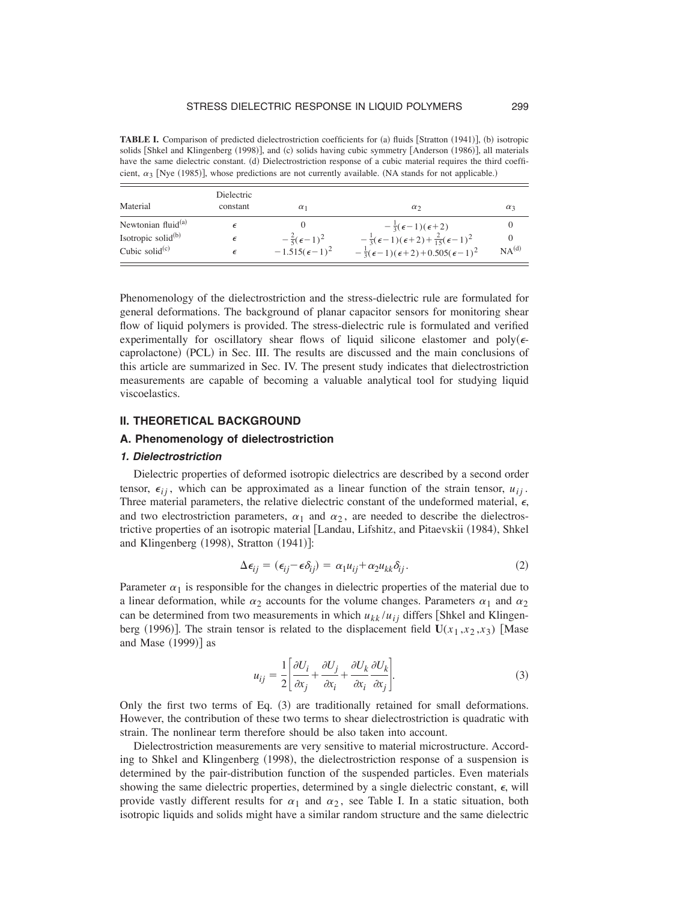**TABLE I.** Comparison of predicted dielectrostriction coefficients for (a) fluids [Stratton (1941)], (b) isotropic solids [Shkel and Klingenberg (1998)], and (c) solids having cubic symmetry [Anderson (1986)], all materials have the same dielectric constant. (d) Dielectrostriction response of a cubic material requires the third coefficient, $\alpha_3$ [Nye (1985)], whose predictions are not currently available. (NA stands for not applicable.)

| Material | Dielectric constant | $\alpha_1$ | $\alpha_2$ | $\alpha_3$ |
|---|---|---|---|---|
| Newtonian fluid[(a)] | $\epsilon$ | 0 | $-\frac{1}{3}(\epsilon-1)(\epsilon+2)$ | 0 |
| Isotropic solid[(b)] | $\epsilon$ | $-\frac{2}{5}(\epsilon-1)^2$ | $-\frac{1}{3}(\epsilon-1)(\epsilon+2)+\frac{2}{15}(\epsilon-1)^2$ | 0 |
| Cubic solid[(c)] | $\epsilon$ | $-1.515(\epsilon-1)^2$ | $-\frac{1}{3}(\epsilon-1)(\epsilon+2)+0.505(\epsilon-1)^2$ | NA[(d)] |

Phenomenology of the dielectrostriction and the stress-dielectric rule are formulated for general deformations. The background of planar capacitor sensors for monitoring shear flow of liquid polymers is provided. The stress-dielectric rule is formulated and verified experimentally for oscillatory shear flows of liquid silicone elastomer and poly($\epsilon$-caprolactone) (PCL) in Sec. III. The results are discussed and the main conclusions of this article are summarized in Sec. IV. The present study indicates that dielectrostriction measurements are capable of becoming a valuable analytical tool for studying liquid viscoelastics.

## II. THEORETICAL BACKGROUND

### A. Phenomenology of dielectrostriction

#### *1. Dielectrostriction*

Dielectric properties of deformed isotropic dielectrics are described by a second order tensor, $\epsilon_{ij}$, which can be approximated as a linear function of the strain tensor, $u_{ij}$. Three material parameters, the relative dielectric constant of the undeformed material, $\epsilon$, and two electrostriction parameters, $\alpha_1$ and $\alpha_2$, are needed to describe the dielectrostrictive properties of an isotropic material [Landau, Lifshitz, and Pitaevskii (1984), Shkel and Klingenberg (1998), Stratton (1941)]:

$$\Delta\epsilon_{ij} = (\epsilon_{ij} - \epsilon\delta_{ij}) = \alpha_1 u_{ij} + \alpha_2 u_{kk}\delta_{ij}. \tag{2}$$

Parameter $\alpha_1$ is responsible for the changes in dielectric properties of the material due to a linear deformation, while $\alpha_2$ accounts for the volume changes. Parameters $\alpha_1$ and $\alpha_2$ can be determined from two measurements in which $u_{kk}/u_{ij}$ differs [Shkel and Klingenberg (1996)]. The strain tensor is related to the displacement field $\mathbf{U}(x_1, x_2, x_3)$ [Mase and Mase (1999)] as

$$u_{ij} = \frac{1}{2}\left[\frac{\partial U_i}{\partial x_j} + \frac{\partial U_j}{\partial x_i} + \frac{\partial U_k}{\partial x_i}\frac{\partial U_k}{\partial x_j}\right]. \tag{3}$$

Only the first two terms of Eq. (3) are traditionally retained for small deformations. However, the contribution of these two terms to shear dielectrostriction is quadratic with strain. The nonlinear term therefore should be also taken into account.

Dielectrostriction measurements are very sensitive to material microstructure. According to Shkel and Klingenberg (1998), the dielectrostriction response of a suspension is determined by the pair-distribution function of the suspended particles. Even materials showing the same dielectric properties, determined by a single dielectric constant, $\epsilon$, will provide vastly different results for $\alpha_1$ and $\alpha_2$, see Table I. In a static situation, both isotropic liquids and solids might have a similar random structure and the same dielectric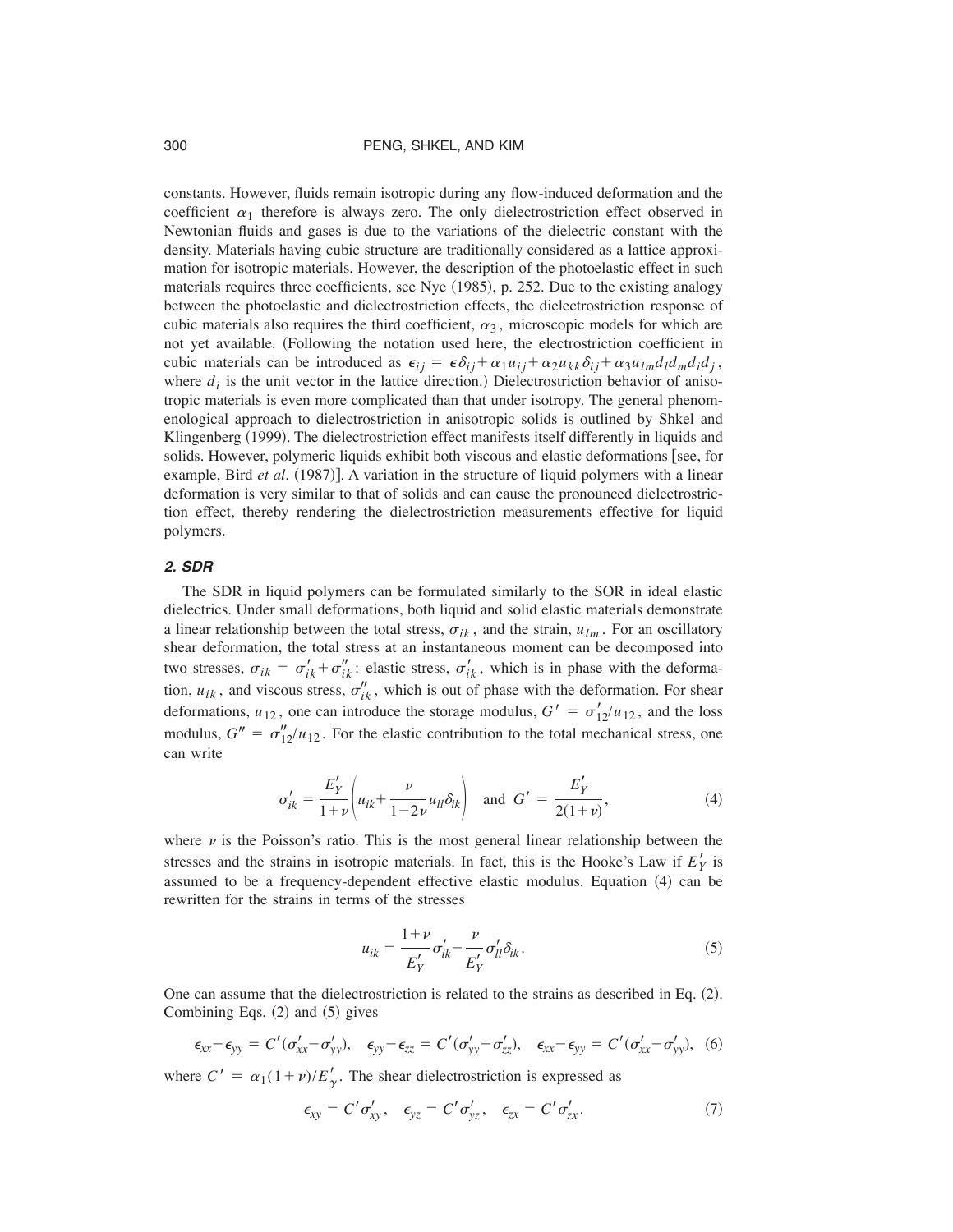constants. However, fluids remain isotropic during any flow-induced deformation and the coefficient $\alpha_1$ therefore is always zero. The only dielectrostriction effect observed in Newtonian fluids and gases is due to the variations of the dielectric constant with the density. Materials having cubic structure are traditionally considered as a lattice approximation for isotropic materials. However, the description of the photoelastic effect in such materials requires three coefficients, see Nye (1985), p. 252. Due to the existing analogy between the photoelastic and dielectrostriction effects, the dielectrostriction response of cubic materials also requires the third coefficient, $\alpha_3$, microscopic models for which are not yet available. (Following the notation used here, the electrostriction coefficient in cubic materials can be introduced as $\epsilon_{ij} = \epsilon\delta_{ij} + \alpha_1 u_{ij} + \alpha_2 u_{kk}\delta_{ij} + \alpha_3 u_{lm} d_l d_m d_i d_j$, where $d_i$ is the unit vector in the lattice direction.) Dielectrostriction behavior of anisotropic materials is even more complicated than that under isotropy. The general phenomenological approach to dielectrostriction in anisotropic solids is outlined by Shkel and Klingenberg (1999). The dielectrostriction effect manifests itself differently in liquids and solids. However, polymeric liquids exhibit both viscous and elastic deformations [see, for example, Bird *et al.* (1987)]. A variation in the structure of liquid polymers with a linear deformation is very similar to that of solids and can cause the pronounced dielectrostriction effect, thereby rendering the dielectrostriction measurements effective for liquid polymers.

### *2. SDR*

The SDR in liquid polymers can be formulated similarly to the SOR in ideal elastic dielectrics. Under small deformations, both liquid and solid elastic materials demonstrate a linear relationship between the total stress, $\sigma_{ik}$, and the strain, $u_{lm}$. For an oscillatory shear deformation, the total stress at an instantaneous moment can be decomposed into two stresses, $\sigma_{ik} = \sigma'_{ik} + \sigma''_{ik}$: elastic stress, $\sigma'_{ik}$, which is in phase with the deformation, $u_{ik}$, and viscous stress, $\sigma''_{ik}$, which is out of phase with the deformation. For shear deformations, $u_{12}$, one can introduce the storage modulus, $G' = \sigma'_{12}/u_{12}$, and the loss modulus, $G'' = \sigma''_{12}/u_{12}$. For the elastic contribution to the total mechanical stress, one can write

$$\sigma'_{ik} = \frac{E'_Y}{1+\nu}\left(u_{ik} + \frac{\nu}{1-2\nu}u_{ll}\delta_{ik}\right) \quad \text{and} \quad G' = \frac{E'_Y}{2(1+\nu)}, \tag{4}$$

where $\nu$ is the Poisson's ratio. This is the most general linear relationship between the stresses and the strains in isotropic materials. In fact, this is the Hooke's Law if $E'_Y$ is assumed to be a frequency-dependent effective elastic modulus. Equation (4) can be rewritten for the strains in terms of the stresses

$$u_{ik} = \frac{1+\nu}{E'_Y}\sigma'_{ik} - \frac{\nu}{E'_Y}\sigma'_{ll}\delta_{ik}. \tag{5}$$

One can assume that the dielectrostriction is related to the strains as described in Eq. (2). Combining Eqs. (2) and (5) gives

$$\epsilon_{xx} - \epsilon_{yy} = C'(\sigma'_{xx} - \sigma'_{yy}), \quad \epsilon_{yy} - \epsilon_{zz} = C'(\sigma'_{yy} - \sigma'_{zz}), \quad \epsilon_{xx} - \epsilon_{yy} = C'(\sigma'_{xx} - \sigma'_{yy}), \tag{6}$$

where $C' = \alpha_1(1+\nu)/E'_Y$. The shear dielectrostriction is expressed as

$$\epsilon_{xy} = C'\sigma'_{xy}, \quad \epsilon_{yz} = C'\sigma'_{yz}, \quad \epsilon_{zx} = C'\sigma'_{zx}. \tag{7}$$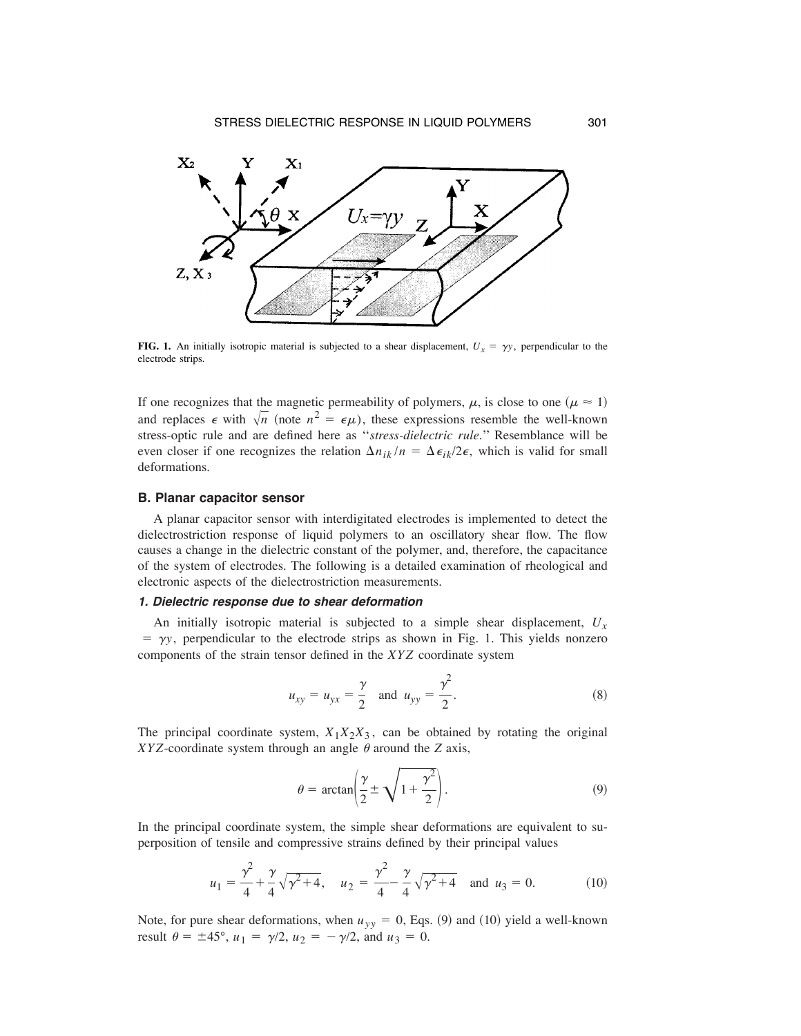**FIG. 1.** An initially isotropic material is subjected to a shear displacement, $U_x = \gamma y$, perpendicular to the electrode strips.

If one recognizes that the magnetic permeability of polymers, $\mu$, is close to one ($\mu \approx 1$) and replaces $\epsilon$ with $\sqrt{n}$ (note $n^2 = \epsilon\mu$), these expressions resemble the well-known stress-optic rule and are defined here as "*stress-dielectric rule*." Resemblance will be even closer if one recognizes the relation $\Delta n_{ik}/n = \Delta\epsilon_{ik}/2\epsilon$, which is valid for small deformations.

### B. Planar capacitor sensor

A planar capacitor sensor with interdigitated electrodes is implemented to detect the dielectrostriction response of liquid polymers to an oscillatory shear flow. The flow causes a change in the dielectric constant of the polymer, and, therefore, the capacitance of the system of electrodes. The following is a detailed examination of rheological and electronic aspects of the dielectrostriction measurements.

#### *1. Dielectric response due to shear deformation*

An initially isotropic material is subjected to a simple shear displacement, $U_x = \gamma y$, perpendicular to the electrode strips as shown in Fig. 1. This yields nonzero components of the strain tensor defined in the $XYZ$ coordinate system

$$u_{xy} = u_{yx} = \frac{\gamma}{2} \quad \text{and} \quad u_{yy} = \frac{\gamma^2}{2}. \tag{8}$$

The principal coordinate system, $X_1X_2X_3$, can be obtained by rotating the original $XYZ$-coordinate system through an angle $\theta$ around the $Z$ axis,

$$\theta = \arctan\left(\frac{\gamma}{2} \pm \sqrt{1+\frac{\gamma^2}{2}}\right). \tag{9}$$

In the principal coordinate system, the simple shear deformations are equivalent to superposition of tensile and compressive strains defined by their principal values

$$u_1 = \frac{\gamma^2}{4} + \frac{\gamma}{4}\sqrt{\gamma^2+4}, \quad u_2 = \frac{\gamma^2}{4} - \frac{\gamma}{4}\sqrt{\gamma^2+4} \quad \text{and} \quad u_3 = 0. \tag{10}$$

Note, for pure shear deformations, when $u_{yy} = 0$, Eqs. (9) and (10) yield a well-known result $\theta = \pm 45°$, $u_1 = \gamma/2$, $u_2 = -\gamma/2$, and $u_3 = 0$.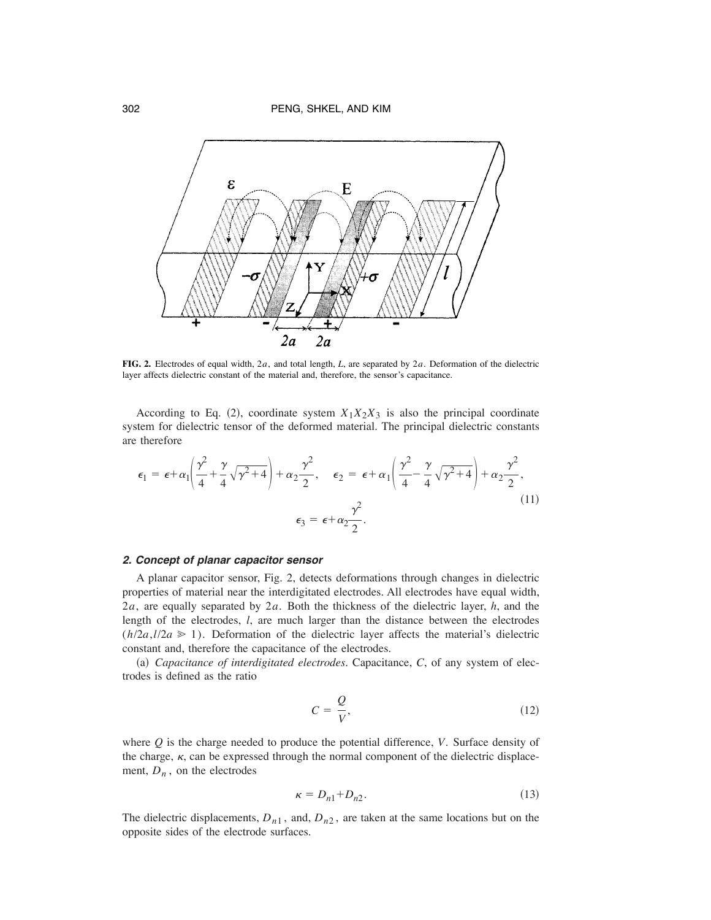**FIG. 2.** Electrodes of equal width, $2a$, and total length, $L$, are separated by $2a$. Deformation of the dielectric layer affects dielectric constant of the material and, therefore, the sensor's capacitance.

According to Eq. (2), coordinate system $X_1X_2X_3$ is also the principal coordinate system for dielectric tensor of the deformed material. The principal dielectric constants are therefore

$$\epsilon_1 = \epsilon + \alpha_1\left(\frac{\gamma^2}{4} + \frac{\gamma}{4}\sqrt{\gamma^2+4}\right) + \alpha_2\frac{\gamma^2}{2}, \quad \epsilon_2 = \epsilon + \alpha_1\left(\frac{\gamma^2}{4} - \frac{\gamma}{4}\sqrt{\gamma^2+4}\right) + \alpha_2\frac{\gamma^2}{2},$$
$$\epsilon_3 = \epsilon + \alpha_2\frac{\gamma^2}{2}. \tag{11}$$

### *2. Concept of planar capacitor sensor*

A planar capacitor sensor, Fig. 2, detects deformations through changes in dielectric properties of material near the interdigitated electrodes. All electrodes have equal width, $2a$, are equally separated by $2a$. Both the thickness of the dielectric layer, $h$, and the length of the electrodes, $l$, are much larger than the distance between the electrodes $(h/2a, l/2a \gg 1)$. Deformation of the dielectric layer affects the material's dielectric constant and, therefore the capacitance of the electrodes.

(a) *Capacitance of interdigitated electrodes.* Capacitance, $C$, of any system of electrodes is defined as the ratio

$$C = \frac{Q}{V}, \tag{12}$$

where $Q$ is the charge needed to produce the potential difference, $V$. Surface density of the charge, $\kappa$, can be expressed through the normal component of the dielectric displacement, $D_n$, on the electrodes

$$\kappa = D_{n1} + D_{n2}. \tag{13}$$

The dielectric displacements, $D_{n1}$, and, $D_{n2}$, are taken at the same locations but on the opposite sides of the electrode surfaces.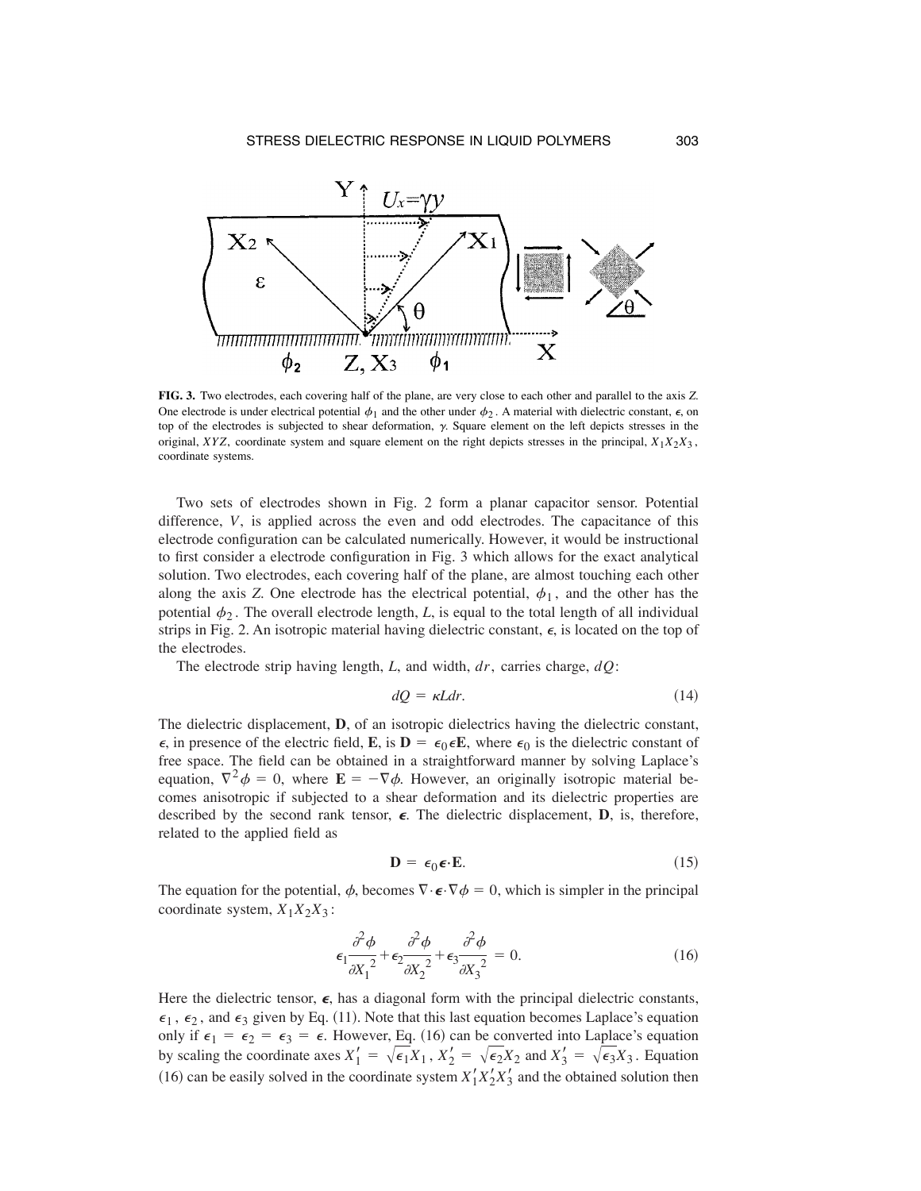**FIG. 3.** Two electrodes, each covering half of the plane, are very close to each other and parallel to the axis $Z$. One electrode is under electrical potential $\phi_1$ and the other under $\phi_2$. A material with dielectric constant, $\epsilon$, on top of the electrodes is subjected to shear deformation, $\gamma$. Square element on the left depicts stresses in the original, $XYZ$, coordinate system and square element on the right depicts stresses in the principal, $X_1X_2X_3$, coordinate systems.

Two sets of electrodes shown in Fig. 2 form a planar capacitor sensor. Potential difference, $V$, is applied across the even and odd electrodes. The capacitance of this electrode configuration can be calculated numerically. However, it would be instructional to first consider a electrode configuration in Fig. 3 which allows for the exact analytical solution. Two electrodes, each covering half of the plane, are almost touching each other along the axis $Z$. One electrode has the electrical potential, $\phi_1$, and the other has the potential $\phi_2$. The overall electrode length, $L$, is equal to the total length of all individual strips in Fig. 2. An isotropic material having dielectric constant, $\epsilon$, is located on the top of the electrodes.

The electrode strip having length, $L$, and width, $dr$, carries charge, $dQ$:

$$dQ = \kappa L dr. \tag{14}$$

The dielectric displacement, $\mathbf{D}$, of an isotropic dielectrics having the dielectric constant, $\epsilon$, in presence of the electric field, $\mathbf{E}$, is $\mathbf{D} = \epsilon_0 \epsilon \mathbf{E}$, where $\epsilon_0$ is the dielectric constant of free space. The field can be obtained in a straightforward manner by solving Laplace's equation, $\nabla^2 \phi = 0$, where $\mathbf{E} = -\nabla \phi$. However, an originally isotropic material becomes anisotropic if subjected to a shear deformation and its dielectric properties are described by the second rank tensor, $\boldsymbol{\epsilon}$. The dielectric displacement, $\mathbf{D}$, is, therefore, related to the applied field as

$$\mathbf{D} = \epsilon_0 \boldsymbol{\epsilon} \cdot \mathbf{E}. \tag{15}$$

The equation for the potential, $\phi$, becomes $\nabla \cdot \boldsymbol{\epsilon} \cdot \nabla \phi = 0$, which is simpler in the principal coordinate system, $X_1X_2X_3$:

$$\epsilon_1 \frac{\partial^2 \phi}{\partial X_1{}^2} + \epsilon_2 \frac{\partial^2 \phi}{\partial X_2{}^2} + \epsilon_3 \frac{\partial^2 \phi}{\partial X_3{}^2} = 0. \tag{16}$$

Here the dielectric tensor, $\boldsymbol{\epsilon}$, has a diagonal form with the principal dielectric constants, $\epsilon_1$, $\epsilon_2$, and $\epsilon_3$ given by Eq. (11). Note that this last equation becomes Laplace's equation only if $\epsilon_1 = \epsilon_2 = \epsilon_3 = \epsilon$. However, Eq. (16) can be converted into Laplace's equation by scaling the coordinate axes $X_1' = \sqrt{\epsilon_1} X_1$, $X_2' = \sqrt{\epsilon_2} X_2$ and $X_3' = \sqrt{\epsilon_3} X_3$. Equation (16) can be easily solved in the coordinate system $X_1'X_2'X_3'$ and the obtained solution then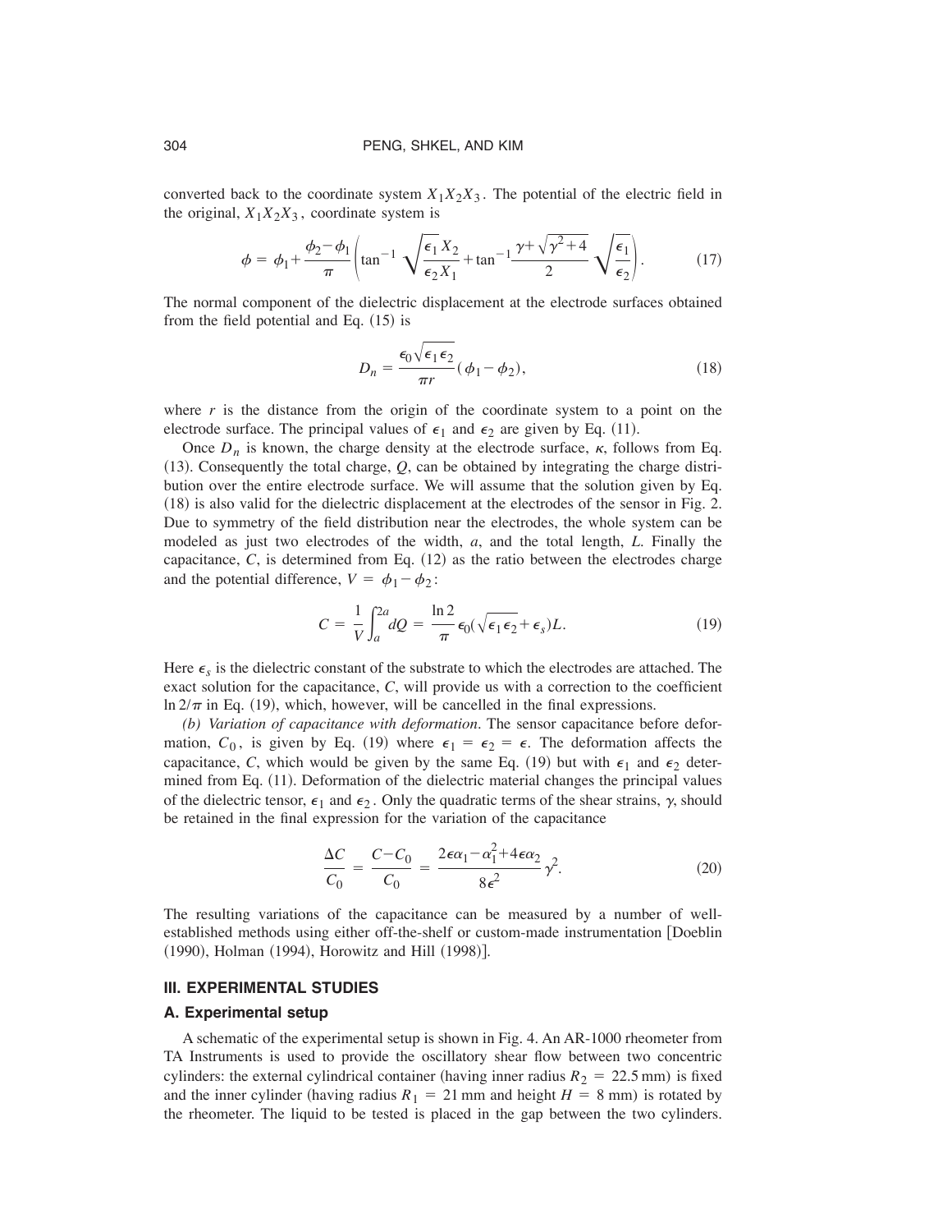converted back to the coordinate system $X_1X_2X_3$. The potential of the electric field in the original, $X_1X_2X_3$, coordinate system is

$$\phi = \phi_1 + \frac{\phi_2 - \phi_1}{\pi}\left(\tan^{-1}\sqrt{\frac{\epsilon_1 X_2}{\epsilon_2 X_1}} + \tan^{-1}\frac{\gamma + \sqrt{\gamma^2+4}}{2}\sqrt{\frac{\epsilon_1}{\epsilon_2}}\right). \tag{17}$$

The normal component of the dielectric displacement at the electrode surfaces obtained from the field potential and Eq. (15) is

$$D_n = \frac{\epsilon_0\sqrt{\epsilon_1\epsilon_2}}{\pi r}(\phi_1 - \phi_2), \tag{18}$$

where $r$ is the distance from the origin of the coordinate system to a point on the electrode surface. The principal values of $\epsilon_1$ and $\epsilon_2$ are given by Eq. (11).

Once $D_n$ is known, the charge density at the electrode surface, $\kappa$, follows from Eq. (13). Consequently the total charge, $Q$, can be obtained by integrating the charge distribution over the entire electrode surface. We will assume that the solution given by Eq. (18) is also valid for the dielectric displacement at the electrodes of the sensor in Fig. 2. Due to symmetry of the field distribution near the electrodes, the whole system can be modeled as just two electrodes of the width, $a$, and the total length, $L$. Finally the capacitance, $C$, is determined from Eq. (12) as the ratio between the electrodes charge and the potential difference, $V = \phi_1 - \phi_2$:

$$C = \frac{1}{V}\int_a^{2a} dQ = \frac{\ln 2}{\pi}\epsilon_0(\sqrt{\epsilon_1\epsilon_2} + \epsilon_s)L. \tag{19}$$

Here $\epsilon_s$ is the dielectric constant of the substrate to which the electrodes are attached. The exact solution for the capacitance, $C$, will provide us with a correction to the coefficient $\ln 2/\pi$ in Eq. (19), which, however, will be cancelled in the final expressions.

*(b) Variation of capacitance with deformation*. The sensor capacitance before deformation, $C_0$, is given by Eq. (19) where $\epsilon_1 = \epsilon_2 = \epsilon$. The deformation affects the capacitance, $C$, which would be given by the same Eq. (19) but with $\epsilon_1$ and $\epsilon_2$ determined from Eq. (11). Deformation of the dielectric material changes the principal values of the dielectric tensor, $\epsilon_1$ and $\epsilon_2$. Only the quadratic terms of the shear strains, $\gamma$, should be retained in the final expression for the variation of the capacitance

$$\frac{\Delta C}{C_0} = \frac{C - C_0}{C_0} = \frac{2\epsilon\alpha_1 - \alpha_1^2 + 4\epsilon\alpha_2}{8\epsilon^2}\gamma^2. \tag{20}$$

The resulting variations of the capacitance can be measured by a number of well-established methods using either off-the-shelf or custom-made instrumentation [Doeblin (1990), Holman (1994), Horowitz and Hill (1998)].

## III. EXPERIMENTAL STUDIES

### A. Experimental setup

A schematic of the experimental setup is shown in Fig. 4. An AR-1000 rheometer from TA Instruments is used to provide the oscillatory shear flow between two concentric cylinders: the external cylindrical container (having inner radius $R_2 = 22.5$ mm) is fixed and the inner cylinder (having radius $R_1 = 21$ mm and height $H = 8$ mm) is rotated by the rheometer. The liquid to be tested is placed in the gap between the two cylinders.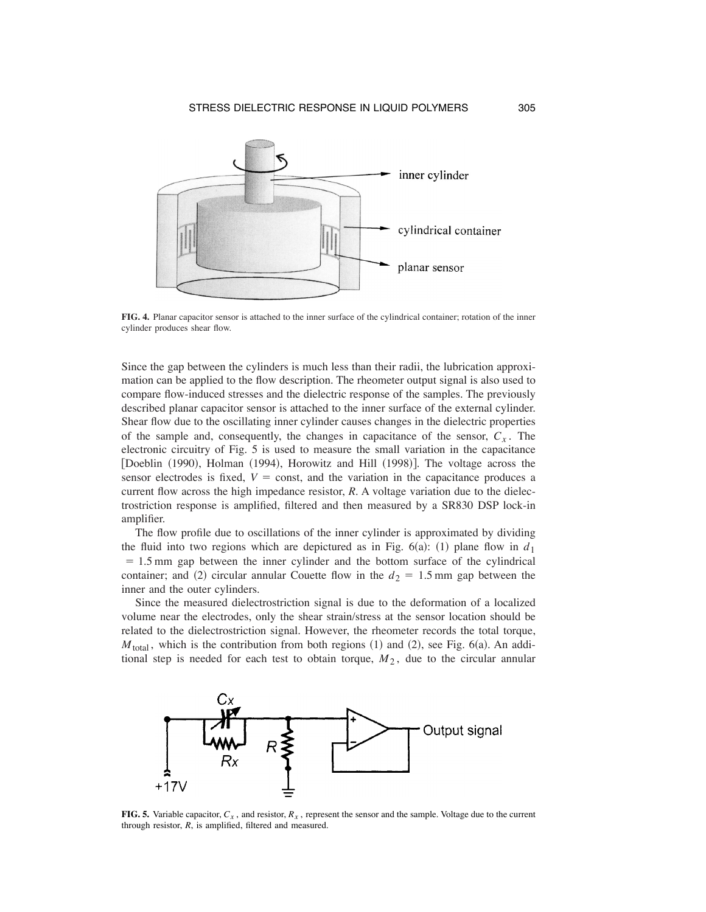**FIG. 4.** Planar capacitor sensor is attached to the inner surface of the cylindrical container; rotation of the inner cylinder produces shear flow.

Since the gap between the cylinders is much less than their radii, the lubrication approximation can be applied to the flow description. The rheometer output signal is also used to compare flow-induced stresses and the dielectric response of the samples. The previously described planar capacitor sensor is attached to the inner surface of the external cylinder. Shear flow due to the oscillating inner cylinder causes changes in the dielectric properties of the sample and, consequently, the changes in capacitance of the sensor, $C_x$. The electronic circuitry of Fig. 5 is used to measure the small variation in the capacitance [Doeblin (1990), Holman (1994), Horowitz and Hill (1998)]. The voltage across the sensor electrodes is fixed, $V = \text{const}$, and the variation in the capacitance produces a current flow across the high impedance resistor, $R$. A voltage variation due to the dielectrostriction response is amplified, filtered and then measured by a SR830 DSP lock-in amplifier.

The flow profile due to oscillations of the inner cylinder is approximated by dividing the fluid into two regions which are depictured as in Fig. 6(a): (1) plane flow in $d_1 = 1.5\,\text{mm}$ gap between the inner cylinder and the bottom surface of the cylindrical container; and (2) circular annular Couette flow in the $d_2 = 1.5\,\text{mm}$ gap between the inner and the outer cylinders.

Since the measured dielectrostriction signal is due to the deformation of a localized volume near the electrodes, only the shear strain/stress at the sensor location should be related to the dielectrostriction signal. However, the rheometer records the total torque, $M_{\text{total}}$, which is the contribution from both regions (1) and (2), see Fig. 6(a). An additional step is needed for each test to obtain torque, $M_2$, due to the circular annular

**FIG. 5.** Variable capacitor, $C_x$, and resistor, $R_x$, represent the sensor and the sample. Voltage due to the current through resistor, $R$, is amplified, filtered and measured.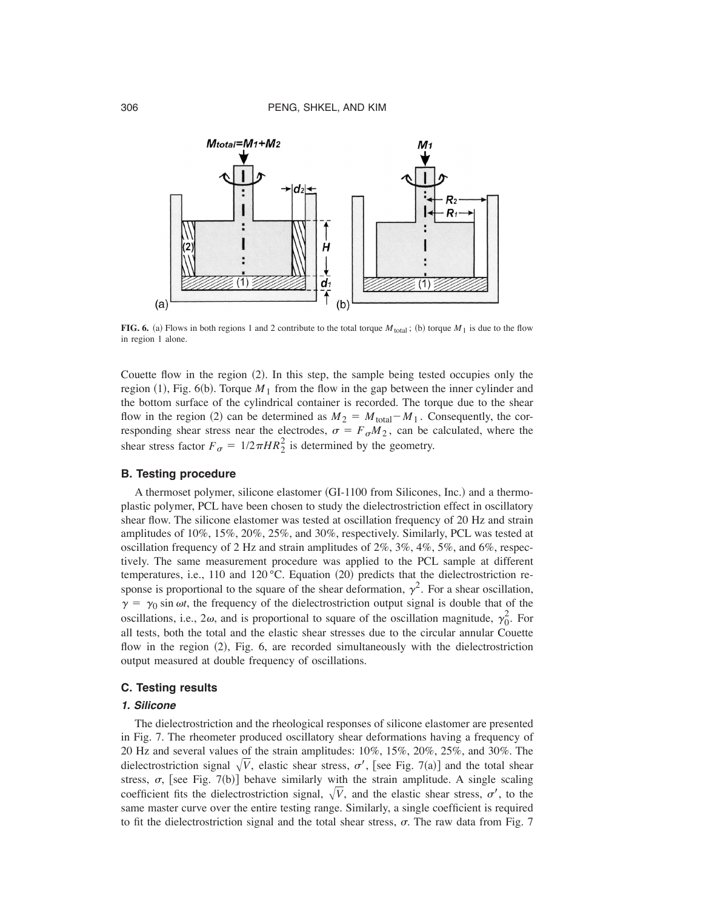**FIG. 6.** (a) Flows in both regions 1 and 2 contribute to the total torque $M_{\text{total}}$; (b) torque $M_1$ is due to the flow in region 1 alone.

Couette flow in the region (2). In this step, the sample being tested occupies only the region (1), Fig. 6(b). Torque $M_1$ from the flow in the gap between the inner cylinder and the bottom surface of the cylindrical container is recorded. The torque due to the shear flow in the region (2) can be determined as $M_2 = M_{\text{total}} - M_1$. Consequently, the corresponding shear stress near the electrodes, $\sigma = F_\sigma M_2$, can be calculated, where the shear stress factor $F_\sigma = 1/2\pi H R_2^2$ is determined by the geometry.

### B. Testing procedure

A thermoset polymer, silicone elastomer (GI-1100 from Silicones, Inc.) and a thermoplastic polymer, PCL have been chosen to study the dielectrostriction effect in oscillatory shear flow. The silicone elastomer was tested at oscillation frequency of 20 Hz and strain amplitudes of 10%, 15%, 20%, 25%, and 30%, respectively. Similarly, PCL was tested at oscillation frequency of 2 Hz and strain amplitudes of 2%, 3%, 4%, 5%, and 6%, respectively. The same measurement procedure was applied to the PCL sample at different temperatures, i.e., 110 and 120 °C. Equation (20) predicts that the dielectrostriction response is proportional to the square of the shear deformation, $\gamma^2$. For a shear oscillation, $\gamma = \gamma_0 \sin \omega t$, the frequency of the dielectrostriction output signal is double that of the oscillations, i.e., $2\omega$, and is proportional to square of the oscillation magnitude, $\gamma_0^2$. For all tests, both the total and the elastic shear stresses due to the circular annular Couette flow in the region (2), Fig. 6, are recorded simultaneously with the dielectrostriction output measured at double frequency of oscillations.

### C. Testing results

#### *1. Silicone*

The dielectrostriction and the rheological responses of silicone elastomer are presented in Fig. 7. The rheometer produced oscillatory shear deformations having a frequency of 20 Hz and several values of the strain amplitudes: 10%, 15%, 20%, 25%, and 30%. The dielectrostriction signal $\sqrt{V}$, elastic shear stress, $\sigma'$, [see Fig. 7(a)] and the total shear stress, $\sigma$, [see Fig. 7(b)] behave similarly with the strain amplitude. A single scaling coefficient fits the dielectrostriction signal, $\sqrt{V}$, and the elastic shear stress, $\sigma'$, to the same master curve over the entire testing range. Similarly, a single coefficient is required to fit the dielectrostriction signal and the total shear stress, $\sigma$. The raw data from Fig. 7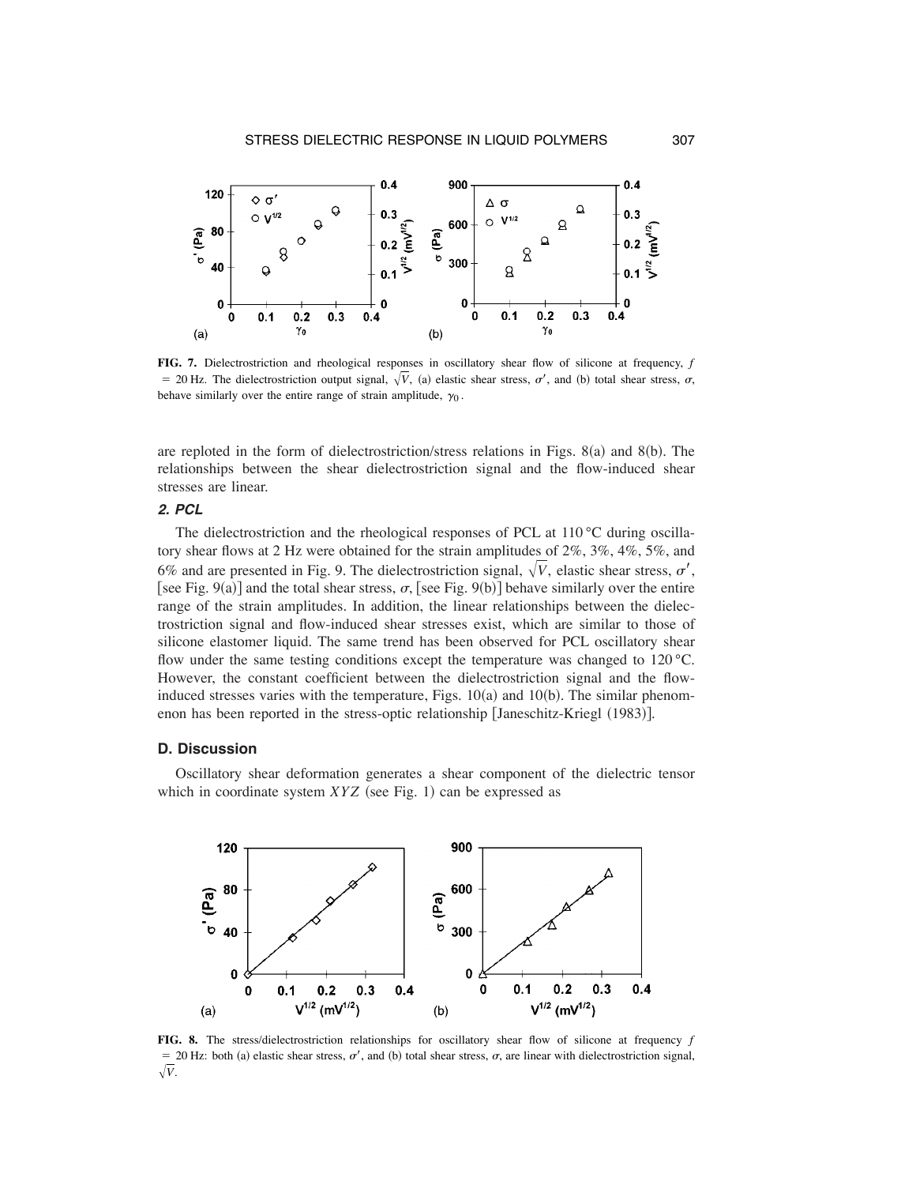**FIG. 7.** Dielectrostriction and rheological responses in oscillatory shear flow of silicone at frequency, $f = 20\,\text{Hz}$. The dielectrostriction output signal, $\sqrt{V}$, (a) elastic shear stress, $\sigma'$, and (b) total shear stress, $\sigma$, behave similarly over the entire range of strain amplitude, $\gamma_0$.

are reploted in the form of dielectrostriction/stress relations in Figs. 8(a) and 8(b). The relationships between the shear dielectrostriction signal and the flow-induced shear stresses are linear.

### *2. PCL*

The dielectrostriction and the rheological responses of PCL at 110 °C during oscillatory shear flows at 2 Hz were obtained for the strain amplitudes of 2%, 3%, 4%, 5%, and 6% and are presented in Fig. 9. The dielectrostriction signal, $\sqrt{V}$, elastic shear stress, $\sigma'$, [see Fig. 9(a)] and the total shear stress, $\sigma$, [see Fig. 9(b)] behave similarly over the entire range of the strain amplitudes. In addition, the linear relationships between the dielectrostriction signal and flow-induced shear stresses exist, which are similar to those of silicone elastomer liquid. The same trend has been observed for PCL oscillatory shear flow under the same testing conditions except the temperature was changed to 120 °C. However, the constant coefficient between the dielectrostriction signal and the flow-induced stresses varies with the temperature, Figs. 10(a) and 10(b). The similar phenomenon has been reported in the stress-optic relationship [Janeschitz-Kriegl (1983)].

## D. Discussion

Oscillatory shear deformation generates a shear component of the dielectric tensor which in coordinate system $XYZ$ (see Fig. 1) can be expressed as

**FIG. 8.** The stress/dielectrostriction relationships for oscillatory shear flow of silicone at frequency $f = 20\,\text{Hz}$: both (a) elastic shear stress, $\sigma'$, and (b) total shear stress, $\sigma$, are linear with dielectrostriction signal, $\sqrt{V}$.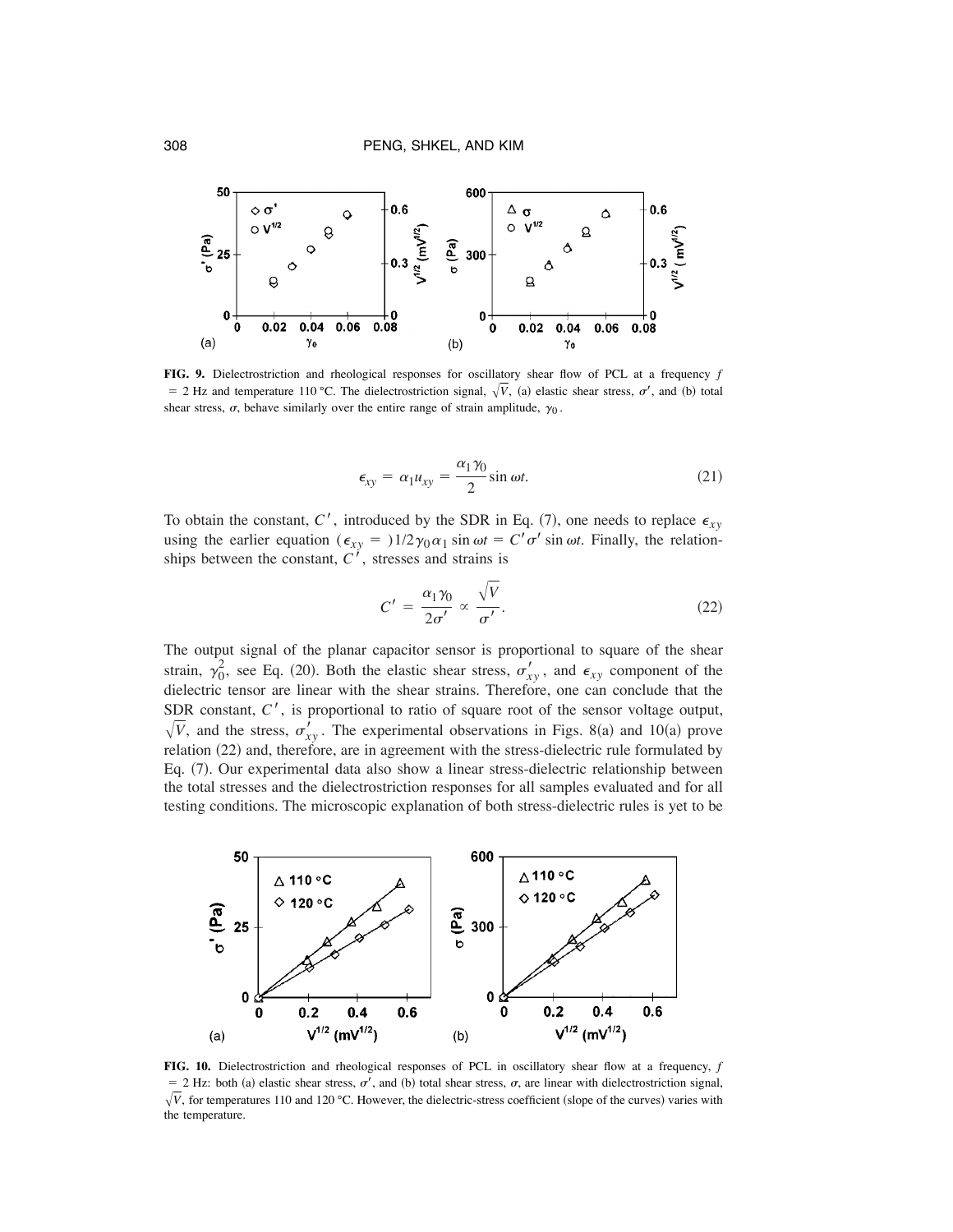**FIG. 9.** Dielectrostriction and rheological responses for oscillatory shear flow of PCL at a frequency $f = 2$ Hz and temperature 110 °C. The dielectrostriction signal, $\sqrt{V}$, (a) elastic shear stress, $\sigma'$, and (b) total shear stress, $\sigma$, behave similarly over the entire range of strain amplitude, $\gamma_0$.

$$\epsilon_{xy} = \alpha_1 u_{xy} = \frac{\alpha_1 \gamma_0}{2} \sin \omega t. \tag{21}$$

To obtain the constant, $C'$, introduced by the SDR in Eq. (7), one needs to replace $\epsilon_{xy}$ using the earlier equation ($\epsilon_{xy} = )1/2\gamma_0\alpha_1 \sin \omega t = C'\sigma' \sin \omega t$. Finally, the relationships between the constant, $C'$, stresses and strains is

$$C' = \frac{\alpha_1 \gamma_0}{2\sigma'} \propto \frac{\sqrt{V}}{\sigma'}. \tag{22}$$

The output signal of the planar capacitor sensor is proportional to square of the shear strain, $\gamma_0^2$, see Eq. (20). Both the elastic shear stress, $\sigma'_{xy}$, and $\epsilon_{xy}$ component of the dielectric tensor are linear with the shear strains. Therefore, one can conclude that the SDR constant, $C'$, is proportional to ratio of square root of the sensor voltage output, $\sqrt{V}$, and the stress, $\sigma'_{xy}$. The experimental observations in Figs. 8(a) and 10(a) prove relation (22) and, therefore, are in agreement with the stress-dielectric rule formulated by Eq. (7). Our experimental data also show a linear stress-dielectric relationship between the total stresses and the dielectrostriction responses for all samples evaluated and for all testing conditions. The microscopic explanation of both stress-dielectric rules is yet to be

**FIG. 10.** Dielectrostriction and rheological responses of PCL in oscillatory shear flow at a frequency, $f = 2$ Hz: both (a) elastic shear stress, $\sigma'$, and (b) total shear stress, $\sigma$, are linear with dielectrostriction signal, $\sqrt{V}$, for temperatures 110 and 120 °C. However, the dielectric-stress coefficient (slope of the curves) varies with the temperature.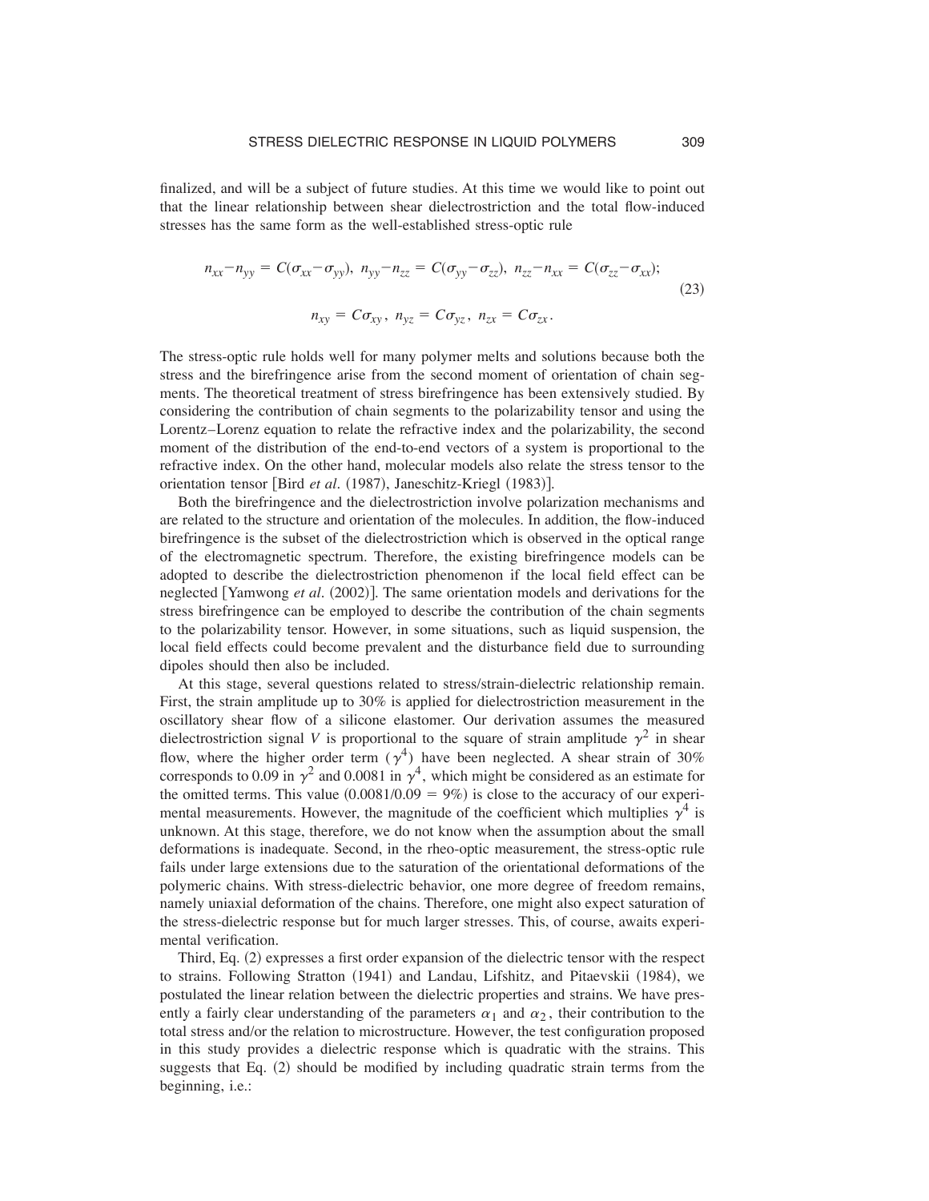finalized, and will be a subject of future studies. At this time we would like to point out that the linear relationship between shear dielectrostriction and the total flow-induced stresses has the same form as the well-established stress-optic rule

$$
\begin{gathered}
n_{xx}-n_{yy} = C(\sigma_{xx}-\sigma_{yy}),\ n_{yy}-n_{zz} = C(\sigma_{yy}-\sigma_{zz}),\ n_{zz}-n_{xx} = C(\sigma_{zz}-\sigma_{xx}); \\
n_{xy} = C\sigma_{xy},\ n_{yz} = C\sigma_{yz},\ n_{zx} = C\sigma_{zx}.
\end{gathered}
\tag{23}
$$

The stress-optic rule holds well for many polymer melts and solutions because both the stress and the birefringence arise from the second moment of orientation of chain segments. The theoretical treatment of stress birefringence has been extensively studied. By considering the contribution of chain segments to the polarizability tensor and using the Lorentz–Lorenz equation to relate the refractive index and the polarizability, the second moment of the distribution of the end-to-end vectors of a system is proportional to the refractive index. On the other hand, molecular models also relate the stress tensor to the orientation tensor [Bird *et al.* (1987), Janeschitz-Kriegl (1983)].

Both the birefringence and the dielectrostriction involve polarization mechanisms and are related to the structure and orientation of the molecules. In addition, the flow-induced birefringence is the subset of the dielectrostriction which is observed in the optical range of the electromagnetic spectrum. Therefore, the existing birefringence models can be adopted to describe the dielectrostriction phenomenon if the local field effect can be neglected [Yamwong *et al.* (2002)]. The same orientation models and derivations for the stress birefringence can be employed to describe the contribution of the chain segments to the polarizability tensor. However, in some situations, such as liquid suspension, the local field effects could become prevalent and the disturbance field due to surrounding dipoles should then also be included.

At this stage, several questions related to stress/strain-dielectric relationship remain. First, the strain amplitude up to 30% is applied for dielectrostriction measurement in the oscillatory shear flow of a silicone elastomer. Our derivation assumes the measured dielectrostriction signal $V$ is proportional to the square of strain amplitude $\gamma^2$ in shear flow, where the higher order term ($\gamma^4$) have been neglected. A shear strain of 30% corresponds to 0.09 in $\gamma^2$ and 0.0081 in $\gamma^4$, which might be considered as an estimate for the omitted terms. This value ($0.0081/0.09 = 9\%$) is close to the accuracy of our experimental measurements. However, the magnitude of the coefficient which multiplies $\gamma^4$ is unknown. At this stage, therefore, we do not know when the assumption about the small deformations is inadequate. Second, in the rheo-optic measurement, the stress-optic rule fails under large extensions due to the saturation of the orientational deformations of the polymeric chains. With stress-dielectric behavior, one more degree of freedom remains, namely uniaxial deformation of the chains. Therefore, one might also expect saturation of the stress-dielectric response but for much larger stresses. This, of course, awaits experimental verification.

Third, Eq. (2) expresses a first order expansion of the dielectric tensor with the respect to strains. Following Stratton (1941) and Landau, Lifshitz, and Pitaevskii (1984), we postulated the linear relation between the dielectric properties and strains. We have presently a fairly clear understanding of the parameters $\alpha_1$ and $\alpha_2$, their contribution to the total stress and/or the relation to microstructure. However, the test configuration proposed in this study provides a dielectric response which is quadratic with the strains. This suggests that Eq. (2) should be modified by including quadratic strain terms from the beginning, i.e.: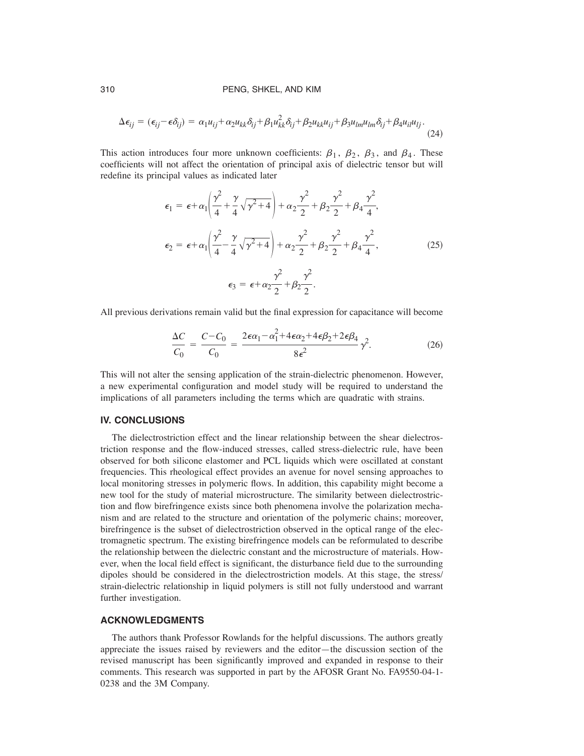$$\Delta\epsilon_{ij} = (\epsilon_{ij} - \epsilon\delta_{ij}) = \alpha_1 u_{ij} + \alpha_2 u_{kk}\delta_{ij} + \beta_1 u_{kk}^2 \delta_{ij} + \beta_2 u_{kk} u_{ij} + \beta_3 u_{lm} u_{lm} \delta_{ij} + \beta_4 u_{il} u_{lj}. \tag{24}$$

This action introduces four more unknown coefficients: $\beta_1$, $\beta_2$, $\beta_3$, and $\beta_4$. These coefficients will not affect the orientation of principal axis of dielectric tensor but will redefine its principal values as indicated later

$$\epsilon_1 = \epsilon + \alpha_1\left(\frac{\gamma^2}{4} + \frac{\gamma}{4}\sqrt{\gamma^2+4}\right) + \alpha_2\frac{\gamma^2}{2} + \beta_2\frac{\gamma^2}{2} + \beta_4\frac{\gamma^2}{4},$$

$$\epsilon_2 = \epsilon + \alpha_1\left(\frac{\gamma^2}{4} - \frac{\gamma}{4}\sqrt{\gamma^2+4}\right) + \alpha_2\frac{\gamma^2}{2} + \beta_2\frac{\gamma^2}{2} + \beta_4\frac{\gamma^2}{4}, \tag{25}$$

$$\epsilon_3 = \epsilon + \alpha_2\frac{\gamma^2}{2} + \beta_2\frac{\gamma^2}{2}.$$

All previous derivations remain valid but the final expression for capacitance will become

$$\frac{\Delta C}{C_0} = \frac{C - C_0}{C_0} = \frac{2\epsilon\alpha_1 - \alpha_1^2 + 4\epsilon\alpha_2 + 4\epsilon\beta_2 + 2\epsilon\beta_4}{8\epsilon^2}\gamma^2. \tag{26}$$

This will not alter the sensing application of the strain-dielectric phenomenon. However, a new experimental configuration and model study will be required to understand the implications of all parameters including the terms which are quadratic with strains.

## IV. CONCLUSIONS

The dielectrostriction effect and the linear relationship between the shear dielectrostriction response and the flow-induced stresses, called stress-dielectric rule, have been observed for both silicone elastomer and PCL liquids which were oscillated at constant frequencies. This rheological effect provides an avenue for novel sensing approaches to local monitoring stresses in polymeric flows. In addition, this capability might become a new tool for the study of material microstructure. The similarity between dielectrostriction and flow birefringence exists since both phenomena involve the polarization mechanism and are related to the structure and orientation of the polymeric chains; moreover, birefringence is the subset of dielectrostriction observed in the optical range of the electromagnetic spectrum. The existing birefringence models can be reformulated to describe the relationship between the dielectric constant and the microstructure of materials. However, when the local field effect is significant, the disturbance field due to the surrounding dipoles should be considered in the dielectrostriction models. At this stage, the stress/strain-dielectric relationship in liquid polymers is still not fully understood and warrant further investigation.

## ACKNOWLEDGMENTS

The authors thank Professor Rowlands for the helpful discussions. The authors greatly appreciate the issues raised by reviewers and the editor—the discussion section of the revised manuscript has been significantly improved and expanded in response to their comments. This research was supported in part by the AFOSR Grant No. FA9550-04-1-0238 and the 3M Company.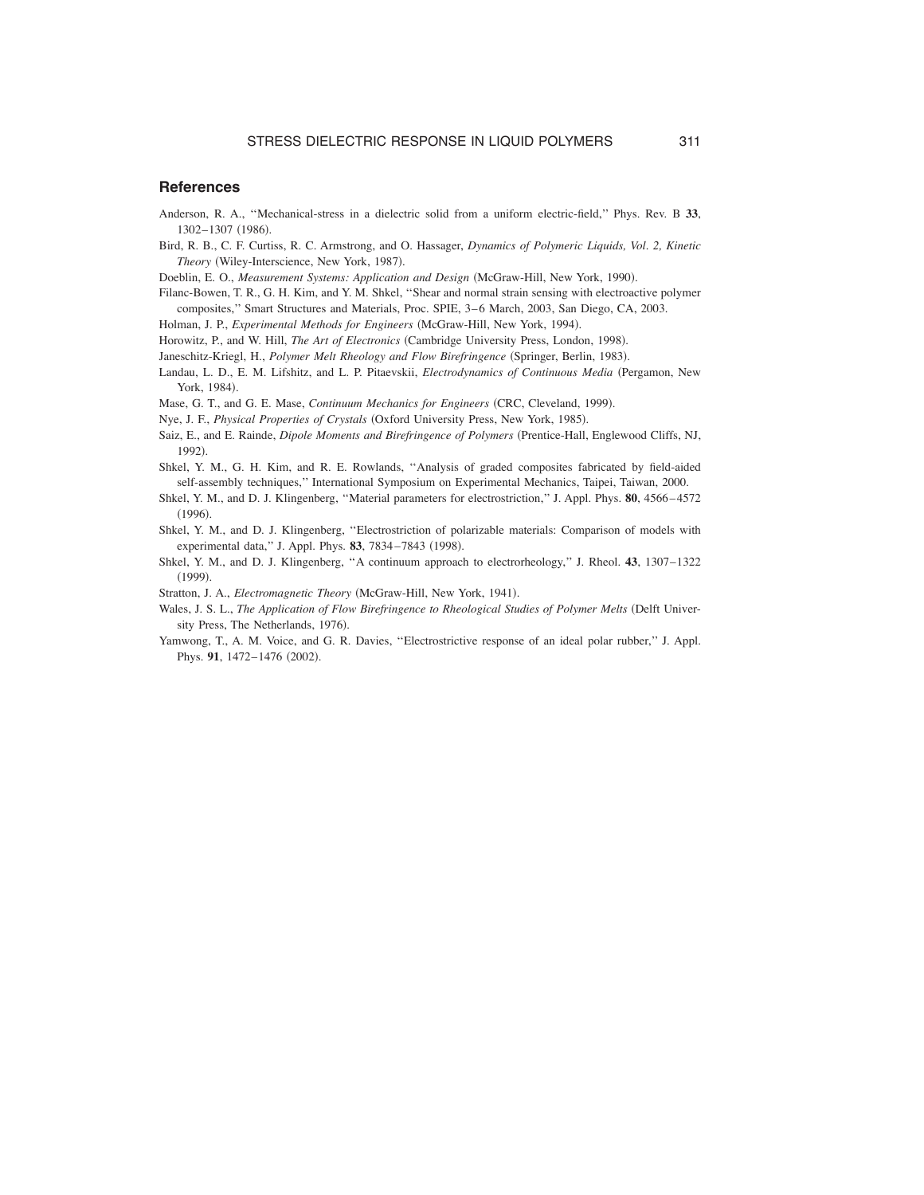## References

Anderson, R. A., ''Mechanical-stress in a dielectric solid from a uniform electric-field,'' Phys. Rev. B **33**, 1302–1307 (1986).

Bird, R. B., C. F. Curtiss, R. C. Armstrong, and O. Hassager, *Dynamics of Polymeric Liquids, Vol. 2, Kinetic Theory* (Wiley-Interscience, New York, 1987).

Doeblin, E. O., *Measurement Systems: Application and Design* (McGraw-Hill, New York, 1990).

Filanc-Bowen, T. R., G. H. Kim, and Y. M. Shkel, ''Shear and normal strain sensing with electroactive polymer composites,'' Smart Structures and Materials, Proc. SPIE, 3–6 March, 2003, San Diego, CA, 2003.

Holman, J. P., *Experimental Methods for Engineers* (McGraw-Hill, New York, 1994).

Horowitz, P., and W. Hill, *The Art of Electronics* (Cambridge University Press, London, 1998).

Janeschitz-Kriegl, H., *Polymer Melt Rheology and Flow Birefringence* (Springer, Berlin, 1983).

Landau, L. D., E. M. Lifshitz, and L. P. Pitaevskii, *Electrodynamics of Continuous Media* (Pergamon, New York, 1984).

Mase, G. T., and G. E. Mase, *Continuum Mechanics for Engineers* (CRC, Cleveland, 1999).

Nye, J. F., *Physical Properties of Crystals* (Oxford University Press, New York, 1985).

Saiz, E., and E. Rainde, *Dipole Moments and Birefringence of Polymers* (Prentice-Hall, Englewood Cliffs, NJ, 1992).

Shkel, Y. M., G. H. Kim, and R. E. Rowlands, ''Analysis of graded composites fabricated by field-aided self-assembly techniques,'' International Symposium on Experimental Mechanics, Taipei, Taiwan, 2000.

Shkel, Y. M., and D. J. Klingenberg, ''Material parameters for electrostriction,'' J. Appl. Phys. **80**, 4566–4572 (1996).

Shkel, Y. M., and D. J. Klingenberg, ''Electrostriction of polarizable materials: Comparison of models with experimental data,'' J. Appl. Phys. **83**, 7834–7843 (1998).

Shkel, Y. M., and D. J. Klingenberg, ''A continuum approach to electrorheology,'' J. Rheol. **43**, 1307–1322 (1999).

Stratton, J. A., *Electromagnetic Theory* (McGraw-Hill, New York, 1941).

Wales, J. S. L., *The Application of Flow Birefringence to Rheological Studies of Polymer Melts* (Delft University Press, The Netherlands, 1976).

Yamwong, T., A. M. Voice, and G. R. Davies, ''Electrostrictive response of an ideal polar rubber,'' J. Appl. Phys. **91**, 1472–1476 (2002).